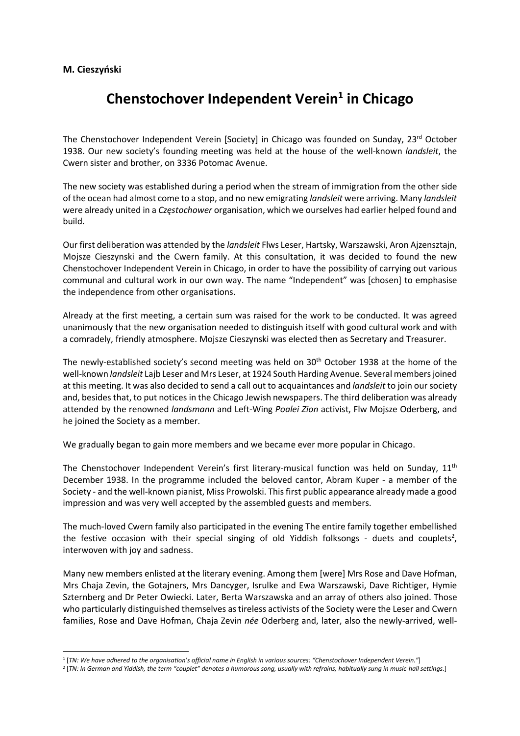**M. Cieszyński**

# Chenstochover Independent Verein[1] in Chicago

The Chenstochover Independent Verein [Society] in Chicago was founded on Sunday, 23rd October 1938. Our new society's founding meeting was held at the house of the well-known *landsleit*, the Cwern sister and brother, on 3336 Potomac Avenue.

The new society was established during a period when the stream of immigration from the other side of the ocean had almost come to a stop, and no new emigrating *landsleit* were arriving. Many *landsleit* were already united in a *Częstochower* organisation, which we ourselves had earlier helped found and build.

Our first deliberation was attended by the *landsleit* Flws Leser, Hartsky, Warszawski, Aron Ajzensztajn, Mojsze Cieszynski and the Cwern family. At this consultation, it was decided to found the new Chenstochover Independent Verein in Chicago, in order to have the possibility of carrying out various communal and cultural work in our own way. The name "Independent" was [chosen] to emphasise the independence from other organisations.

Already at the first meeting, a certain sum was raised for the work to be conducted. It was agreed unanimously that the new organisation needed to distinguish itself with good cultural work and with a comradely, friendly atmosphere. Mojsze Cieszynski was elected then as Secretary and Treasurer.

The newly-established society's second meeting was held on 30th October 1938 at the home of the well-known *landsleit* Lajb Leser and Mrs Leser, at 1924 South Harding Avenue. Several members joined at this meeting. It was also decided to send a call out to acquaintances and *landsleit* to join our society and, besides that, to put notices in the Chicago Jewish newspapers. The third deliberation was already attended by the renowned *landsmann* and Left-Wing *Poalei Zion* activist, Flw Mojsze Oderberg, and he joined the Society as a member.

We gradually began to gain more members and we became ever more popular in Chicago.

The Chenstochover Independent Verein's first literary-musical function was held on Sunday, 11th December 1938. In the programme included the beloved cantor, Abram Kuper - a member of the Society - and the well-known pianist, Miss Prowolski. This first public appearance already made a good impression and was very well accepted by the assembled guests and members.

The much-loved Cwern family also participated in the evening The entire family together embellished the festive occasion with their special singing of old Yiddish folksongs - duets and couplets[2], interwoven with joy and sadness.

Many new members enlisted at the literary evening. Among them [were] Mrs Rose and Dave Hofman, Mrs Chaja Zevin, the Gotajners, Mrs Dancyger, Isrulke and Ewa Warszawski, Dave Richtiger, Hymie Szternberg and Dr Peter Owiecki. Later, Berta Warszawska and an array of others also joined. Those who particularly distinguished themselves as tireless activists of the Society were the Leser and Cwern families, Rose and Dave Hofman, Chaja Zevin *née* Oderberg and, later, also the newly-arrived, well-

---

[1] [*TN: We have adhered to the organisation's official name in English in various sources: "Chenstochover Independent Verein."*]

[2] [*TN: In German and Yiddish, the term "couplet" denotes a humorous song, usually with refrains, habitually sung in music-hall settings.*]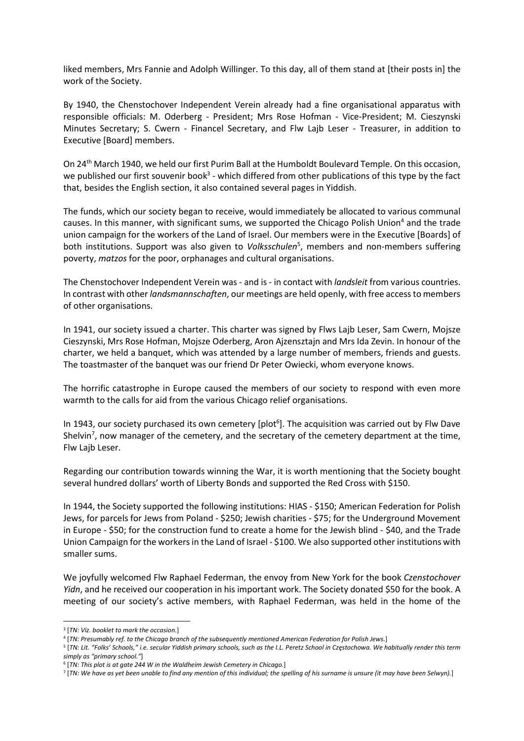liked members, Mrs Fannie and Adolph Willinger. To this day, all of them stand at [their posts in] the work of the Society.

By 1940, the Chenstochover Independent Verein already had a fine organisational apparatus with responsible officials: M. Oderberg - President; Mrs Rose Hofman - Vice-President; M. Cieszynski Minutes Secretary; S. Cwern - Financel Secretary, and Flw Lajb Leser - Treasurer, in addition to Executive [Board] members.

On 24th March 1940, we held our first Purim Ball at the Humboldt Boulevard Temple. On this occasion, we published our first souvenir book[3] - which differed from other publications of this type by the fact that, besides the English section, it also contained several pages in Yiddish.

The funds, which our society began to receive, would immediately be allocated to various communal causes. In this manner, with significant sums, we supported the Chicago Polish Union[4] and the trade union campaign for the workers of the Land of Israel. Our members were in the Executive [Boards] of both institutions. Support was also given to *Volksschulen*[5], members and non-members suffering poverty, *matzos* for the poor, orphanages and cultural organisations.

The Chenstochover Independent Verein was - and is - in contact with *landsleit* from various countries. In contrast with other *landsmannschaften*, our meetings are held openly, with free access to members of other organisations.

In 1941, our society issued a charter. This charter was signed by Flws Lajb Leser, Sam Cwern, Mojsze Cieszynski, Mrs Rose Hofman, Mojsze Oderberg, Aron Ajzensztajn and Mrs Ida Zevin. In honour of the charter, we held a banquet, which was attended by a large number of members, friends and guests. The toastmaster of the banquet was our friend Dr Peter Owiecki, whom everyone knows.

The horrific catastrophe in Europe caused the members of our society to respond with even more warmth to the calls for aid from the various Chicago relief organisations.

In 1943, our society purchased its own cemetery [plot[6]]. The acquisition was carried out by Flw Dave Shelvin[7], now manager of the cemetery, and the secretary of the cemetery department at the time, Flw Lajb Leser.

Regarding our contribution towards winning the War, it is worth mentioning that the Society bought several hundred dollars' worth of Liberty Bonds and supported the Red Cross with $150.

In 1944, the Society supported the following institutions: HIAS - $150; American Federation for Polish Jews, for parcels for Jews from Poland - $250; Jewish charities - $75; for the Underground Movement in Europe - $50; for the construction fund to create a home for the Jewish blind - $40, and the Trade Union Campaign for the workers in the Land of Israel - $100. We also supported other institutions with smaller sums.

We joyfully welcomed Flw Raphael Federman, the envoy from New York for the book *Czenstochover Yidn*, and he received our cooperation in his important work. The Society donated $50 for the book. A meeting of our society's active members, with Raphael Federman, was held in the home of the

---

[3] [*TN: Viz. booklet to mark the occasion.*]

[4] [*TN: Presumably ref. to the Chicago branch of the subsequently mentioned American Federation for Polish Jews.*]

[5] [*TN: Lit. "Folks' Schools," i.e. secular Yiddish primary schools, such as the I.L. Peretz School in Częstochowa. We habitually render this term simply as "primary school."*]

[6] [*TN: This plot is at gate 244 W in the Waldheim Jewish Cemetery in Chicago.*]

[7] [*TN: We have as yet been unable to find any mention of this individual; the spelling of his surname is unsure (it may have been Selwyn).*]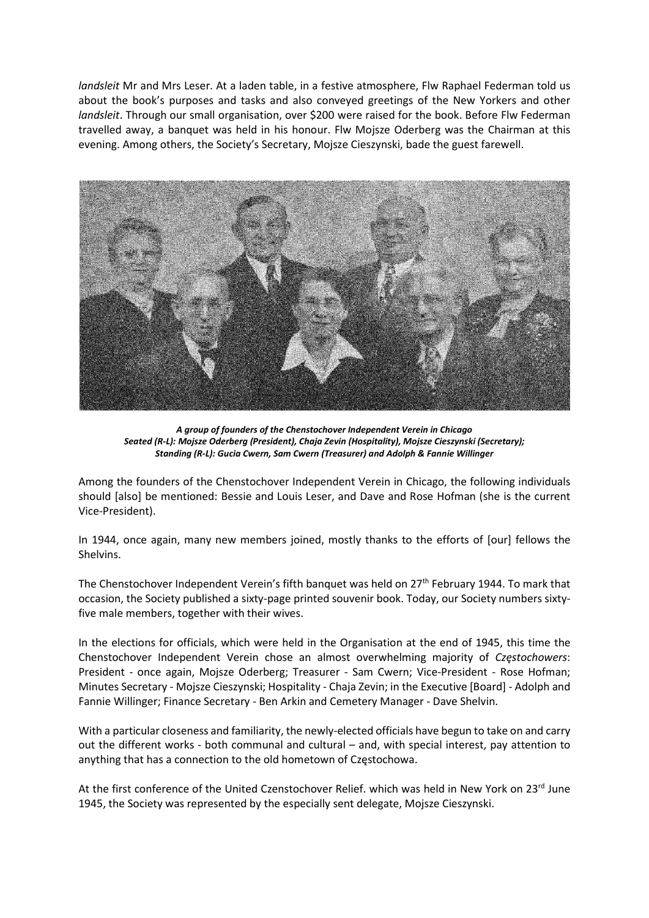*landsleit* Mr and Mrs Leser. At a laden table, in a festive atmosphere, Flw Raphael Federman told us about the book's purposes and tasks and also conveyed greetings of the New Yorkers and other *landsleit*. Through our small organisation, over $200 were raised for the book. Before Flw Federman travelled away, a banquet was held in his honour. Flw Mojsze Oderberg was the Chairman at this evening. Among others, the Society's Secretary, Mojsze Cieszynski, bade the guest farewell.

***A group of founders of the Chenstochover Independent Verein in Chicago***
***Seated (R-L): Mojsze Oderberg (President), Chaja Zevin (Hospitality), Mojsze Cieszynski (Secretary);***
***Standing (R-L): Gucia Cwern, Sam Cwern (Treasurer) and Adolph & Fannie Willinger***

Among the founders of the Chenstochover Independent Verein in Chicago, the following individuals should [also] be mentioned: Bessie and Louis Leser, and Dave and Rose Hofman (she is the current Vice-President).

In 1944, once again, many new members joined, mostly thanks to the efforts of [our] fellows the Shelvins.

The Chenstochover Independent Verein's fifth banquet was held on 27th February 1944. To mark that occasion, the Society published a sixty-page printed souvenir book. Today, our Society numbers sixty-five male members, together with their wives.

In the elections for officials, which were held in the Organisation at the end of 1945, this time the Chenstochover Independent Verein chose an almost overwhelming majority of *Częstochowers*: President - once again, Mojsze Oderberg; Treasurer - Sam Cwern; Vice-President - Rose Hofman; Minutes Secretary - Mojsze Cieszynski; Hospitality - Chaja Zevin; in the Executive [Board] - Adolph and Fannie Willinger; Finance Secretary - Ben Arkin and Cemetery Manager - Dave Shelvin.

With a particular closeness and familiarity, the newly-elected officials have begun to take on and carry out the different works - both communal and cultural – and, with special interest, pay attention to anything that has a connection to the old hometown of Częstochowa.

At the first conference of the United Czenstochover Relief. which was held in New York on 23rd June 1945, the Society was represented by the especially sent delegate, Mojsze Cieszynski.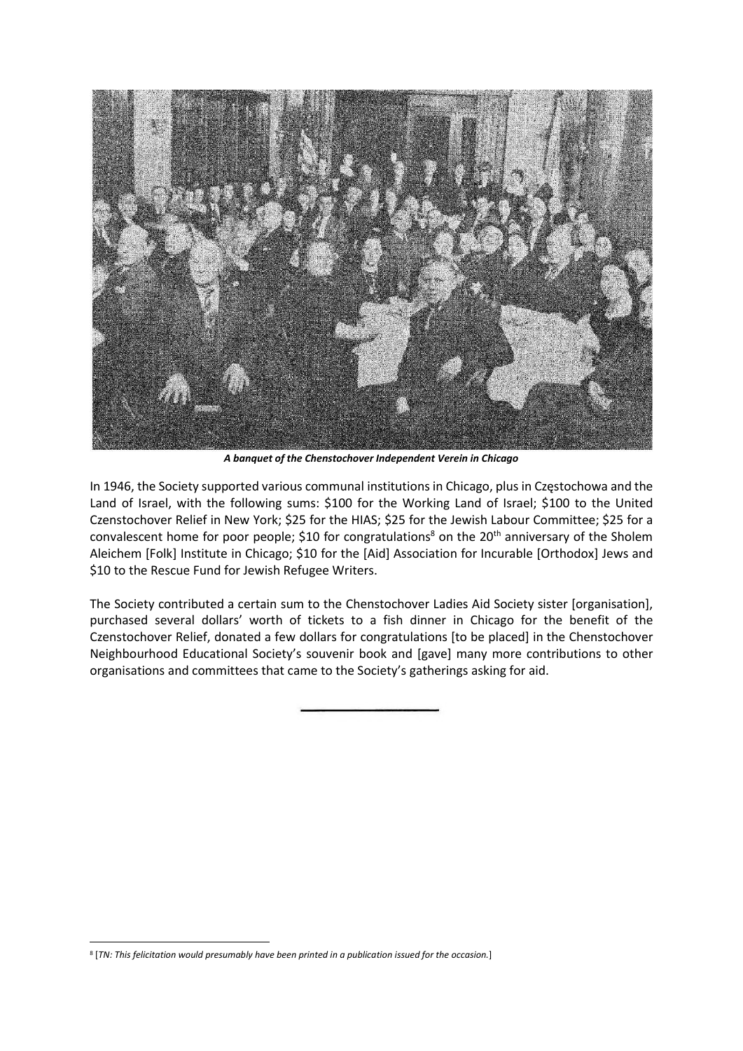*A banquet of the Chenstochover Independent Verein in Chicago*

In 1946, the Society supported various communal institutions in Chicago, plus in Częstochowa and the Land of Israel, with the following sums: $100 for the Working Land of Israel; $100 to the United Czenstochover Relief in New York; $25 for the HIAS; $25 for the Jewish Labour Committee; $25 for a convalescent home for poor people; $10 for congratulations[8] on the 20th anniversary of the Sholem Aleichem [Folk] Institute in Chicago; $10 for the [Aid] Association for Incurable [Orthodox] Jews and $10 to the Rescue Fund for Jewish Refugee Writers.

The Society contributed a certain sum to the Chenstochover Ladies Aid Society sister [organisation], purchased several dollars' worth of tickets to a fish dinner in Chicago for the benefit of the Czenstochover Relief, donated a few dollars for congratulations [to be placed] in the Chenstochover Neighbourhood Educational Society's souvenir book and [gave] many more contributions to other organisations and committees that came to the Society's gatherings asking for aid.

---

[8] [*TN: This felicitation would presumably have been printed in a publication issued for the occasion.*]